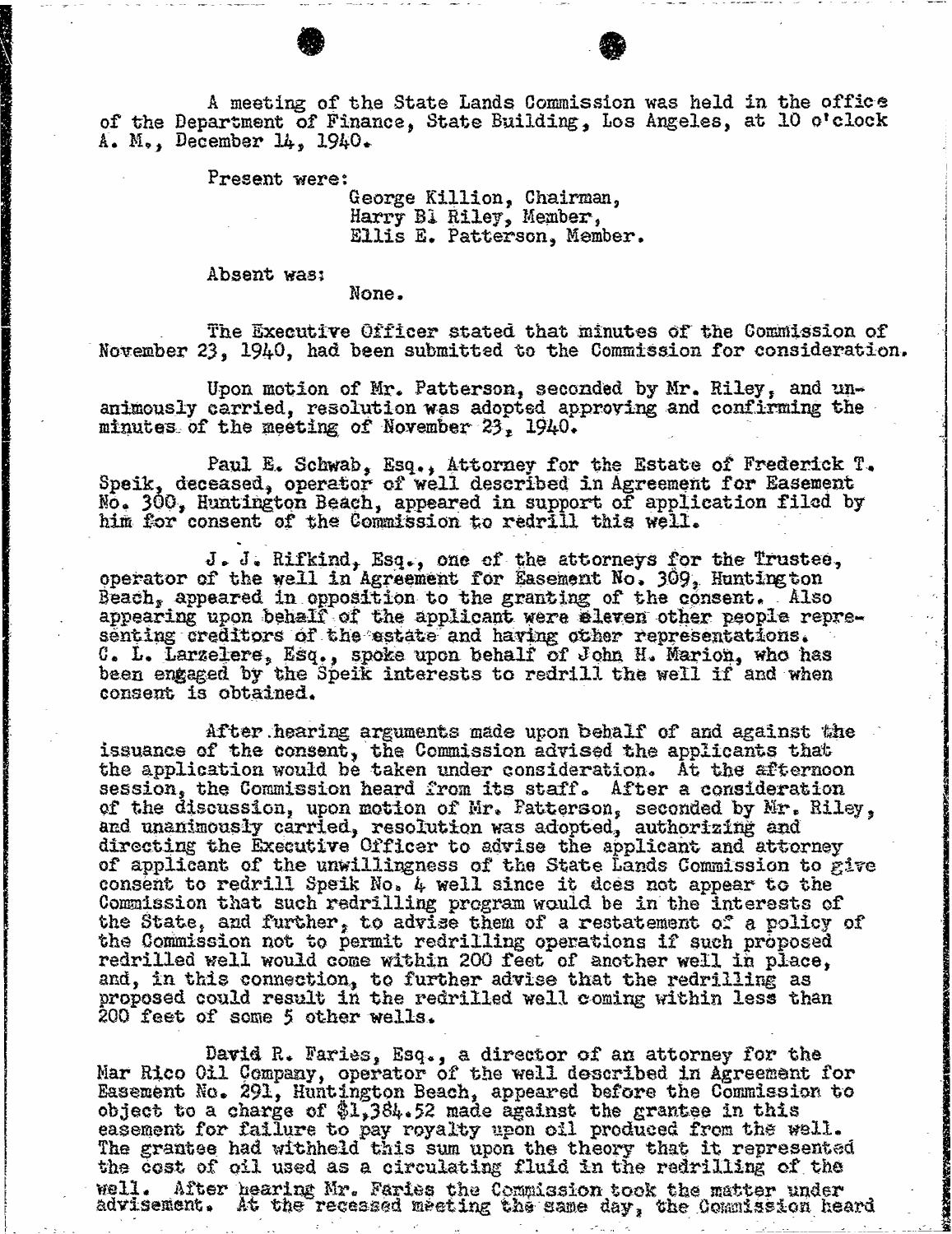A meeting of the State Lands Commission was held in the office of the Department of Finance, State Building, Los Angeles, at 10 o'clock A. M., December 14, 1940.

Present were:
George Killion, Chairman,
Harry B. Riley, Member,
Ellis E. Patterson, Member.

Absent was:
None.

The Executive Officer stated that minutes of the Commission of November 23, 1940, had been submitted to the Commission for consideration.

Upon motion of Mr. Patterson, seconded by Mr. Riley, and unanimously carried, resolution was adopted approving and confirming the minutes of the meeting of November 23, 1940.

Paul E. Schwab, Esq., Attorney for the Estate of Frederick T. Speik, deceased, operator of well described in Agreement for Easement No. 300, Huntington Beach, appeared in support of application filed by him for consent of the Commission to redrill this well.

J. J. Rifkind, Esq., one of the attorneys for the Trustee, operator of the well in Agreement for Easement No. 309, Huntington Beach, appeared in opposition to the granting of the consent. Also appearing upon behalf of the applicant were eleven other people representing creditors of the estate and having other representations. C. L. Larzelere, Esq., spoke upon behalf of John H. Marion, who has been engaged by the Speik interests to redrill the well if and when consent is obtained.

After hearing arguments made upon behalf of and against the issuance of the consent, the Commission advised the applicants that the application would be taken under consideration. At the afternoon session, the Commission heard from its staff. After a consideration of the discussion, upon motion of Mr. Patterson, seconded by Mr. Riley, and unanimously carried, resolution was adopted, authorizing and directing the Executive Officer to advise the applicant and attorney of applicant of the unwillingness of the State Lands Commission to give consent to redrill Speik No. 4 well since it does not appear to the Commission that such redrilling program would be in the interests of the State, and further, to advise them of a restatement of a policy of the Commission not to permit redrilling operations if such proposed redrilled well would come within 200 feet of another well in place, and, in this connection, to further advise that the redrilling as proposed could result in the redrilled well coming within less than 200 feet of some 5 other wells.

David R. Faries, Esq., a director of an attorney for the Mar Rico Oil Company, operator of the well described in Agreement for Easement No. 291, Huntington Beach, appeared before the Commission to object to a charge of $1,384.52 made against the grantee in this easement for failure to pay royalty upon oil produced from the well. The grantee had withheld this sum upon the theory that it represented the cost of oil used as a circulating fluid in the redrilling of the well. After hearing Mr. Faries the Commission took the matter under advisement. At the recessed meeting the same day, the Commission heard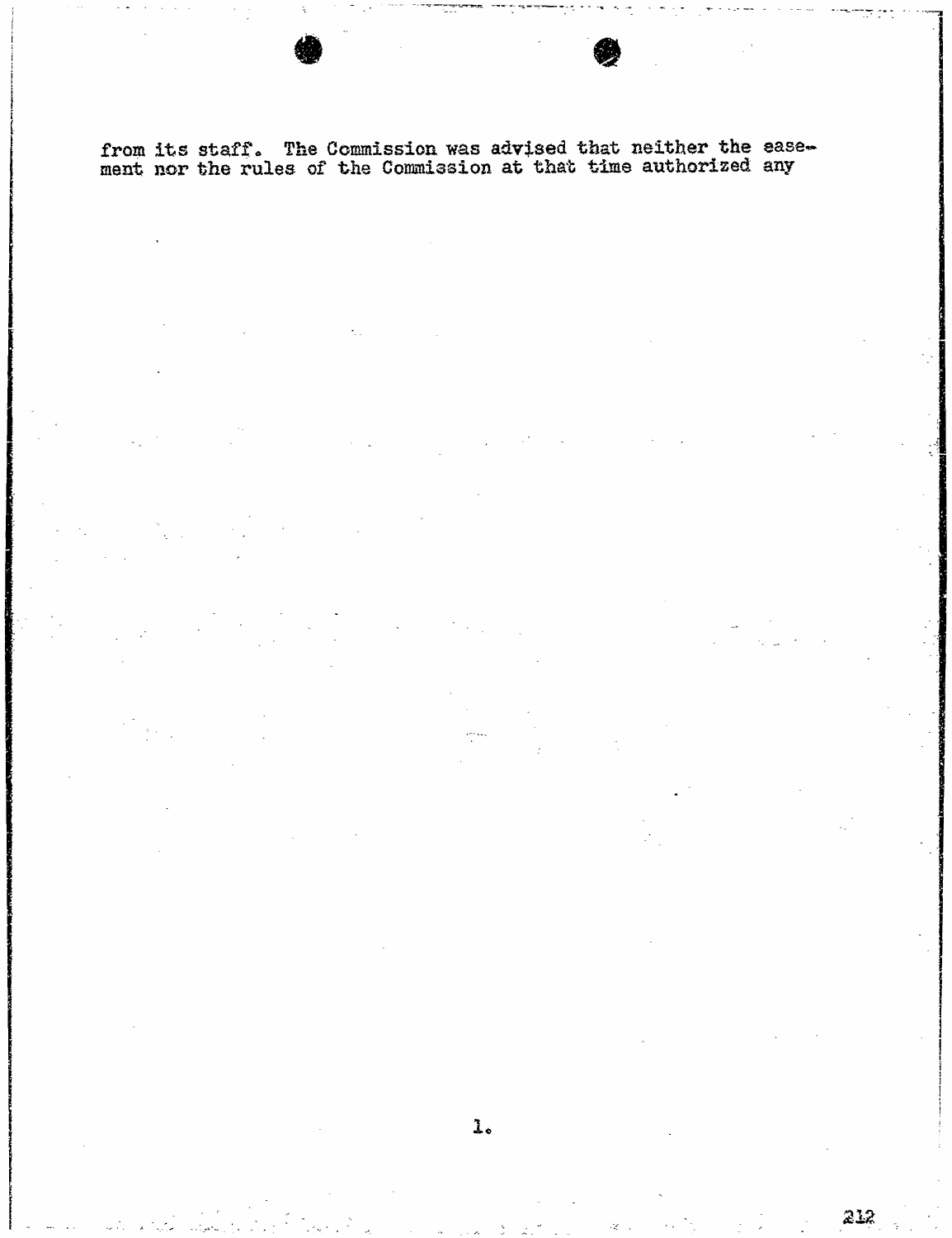from its staff. The Commission was advised that neither the easement nor the rules of the Commission at that time authorized any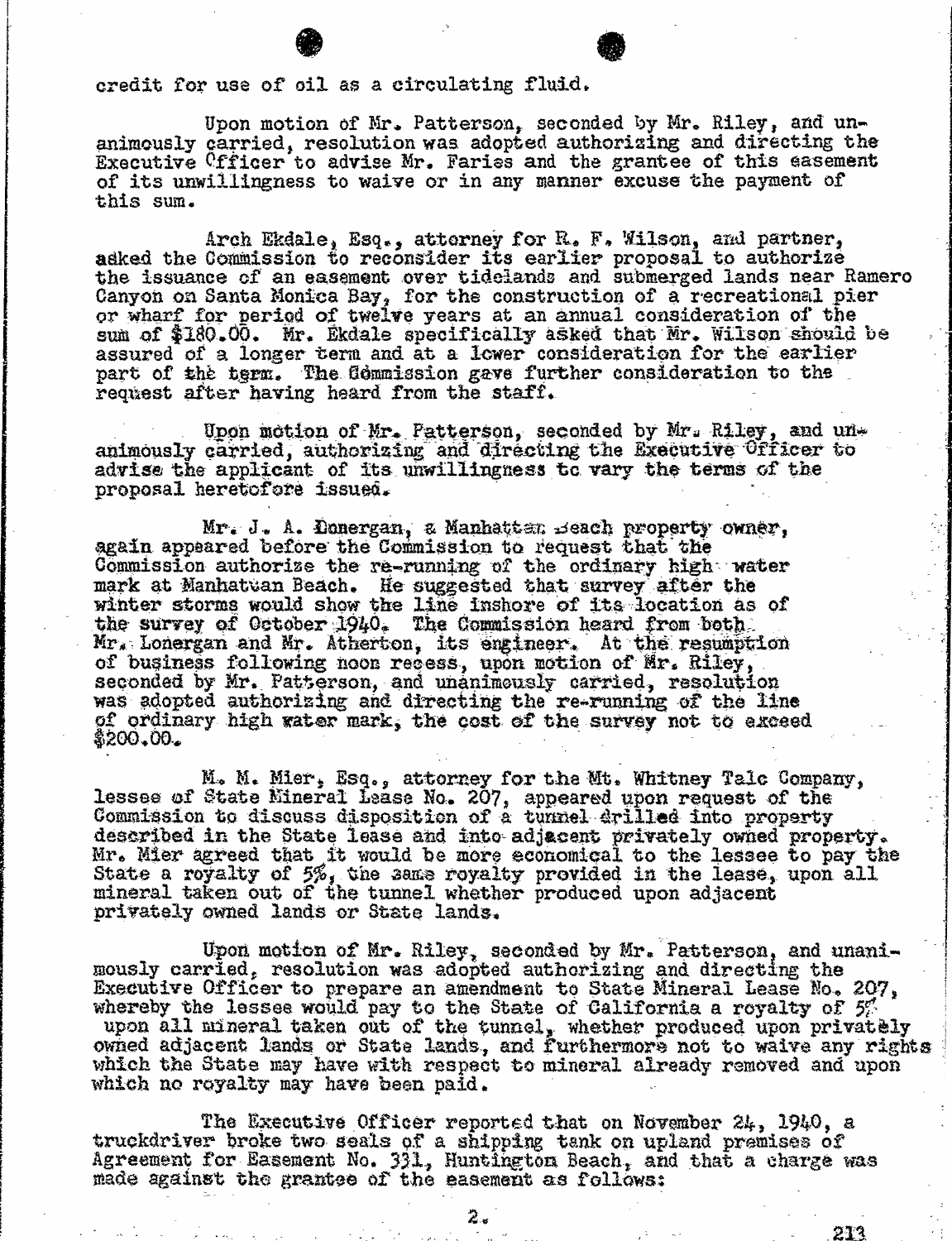credit for use of oil as a circulating fluid.

Upon motion of Mr. Patterson, seconded by Mr. Riley, and unanimously carried, resolution was adopted authorizing and directing the Executive Officer to advise Mr. Faries and the grantee of this easement of its unwillingness to waive or in any manner excuse the payment of this sum.

Arch Ekdale, Esq., attorney for R. F. Wilson, and partner, asked the Commission to reconsider its earlier proposal to authorize the issuance of an easement over tidelands and submerged lands near Ramero Canyon on Santa Monica Bay, for the construction of a recreational pier or wharf for period of twelve years at an annual consideration of the sum of $180.00. Mr. Ekdale specifically asked that Mr. Wilson should be assured of a longer term and at a lower consideration for the earlier part of the term. The Commission gave further consideration to the request after having heard from the staff.

Upon motion of Mr. Patterson, seconded by Mr. Riley, and unanimously carried, authorizing and directing the Executive Officer to advise the applicant of its unwillingness to vary the terms of the proposal heretofore issued.

Mr. J. A. Lonergan, a Manhattan Beach property owner, again appeared before the Commission to request that the Commission authorize the re-running of the ordinary high water mark at Manhattan Beach. He suggested that survey after the winter storms would show the line inshore of its location as of the survey of October 1940. The Commission heard from both Mr. Lonergan and Mr. Atherton, its engineer. At the resumption of business following noon recess, upon motion of Mr. Riley, seconded by Mr. Patterson, and unanimously carried, resolution was adopted authorizing and directing the re-running of the line of ordinary high water mark, the cost of the survey not to exceed $200.00.

M. M. Mier, Esq., attorney for the Mt. Whitney Talc Company, lessee of State Mineral Lease No. 207, appeared upon request of the Commission to discuss disposition of a tunnel drilled into property described in the State lease and into adjacent privately owned property. Mr. Mier agreed that it would be more economical to the lessee to pay the State a royalty of 5%, the same royalty provided in the lease, upon all mineral taken out of the tunnel whether produced upon adjacent privately owned lands or State lands.

Upon motion of Mr. Riley, seconded by Mr. Patterson, and unanimously carried, resolution was adopted authorizing and directing the Executive Officer to prepare an amendment to State Mineral Lease No. 207, whereby the lessee would pay to the State of California a royalty of 5% upon all mineral taken out of the tunnel, whether produced upon privately owned adjacent lands or State lands, and furthermore not to waive any rights which the State may have with respect to mineral already removed and upon which no royalty may have been paid.

The Executive Officer reported that on November 24, 1940, a truckdriver broke two seals of a shipping tank on upland premises of Agreement for Easement No. 331, Huntington Beach, and that a charge was made against the grantee of the easement as follows: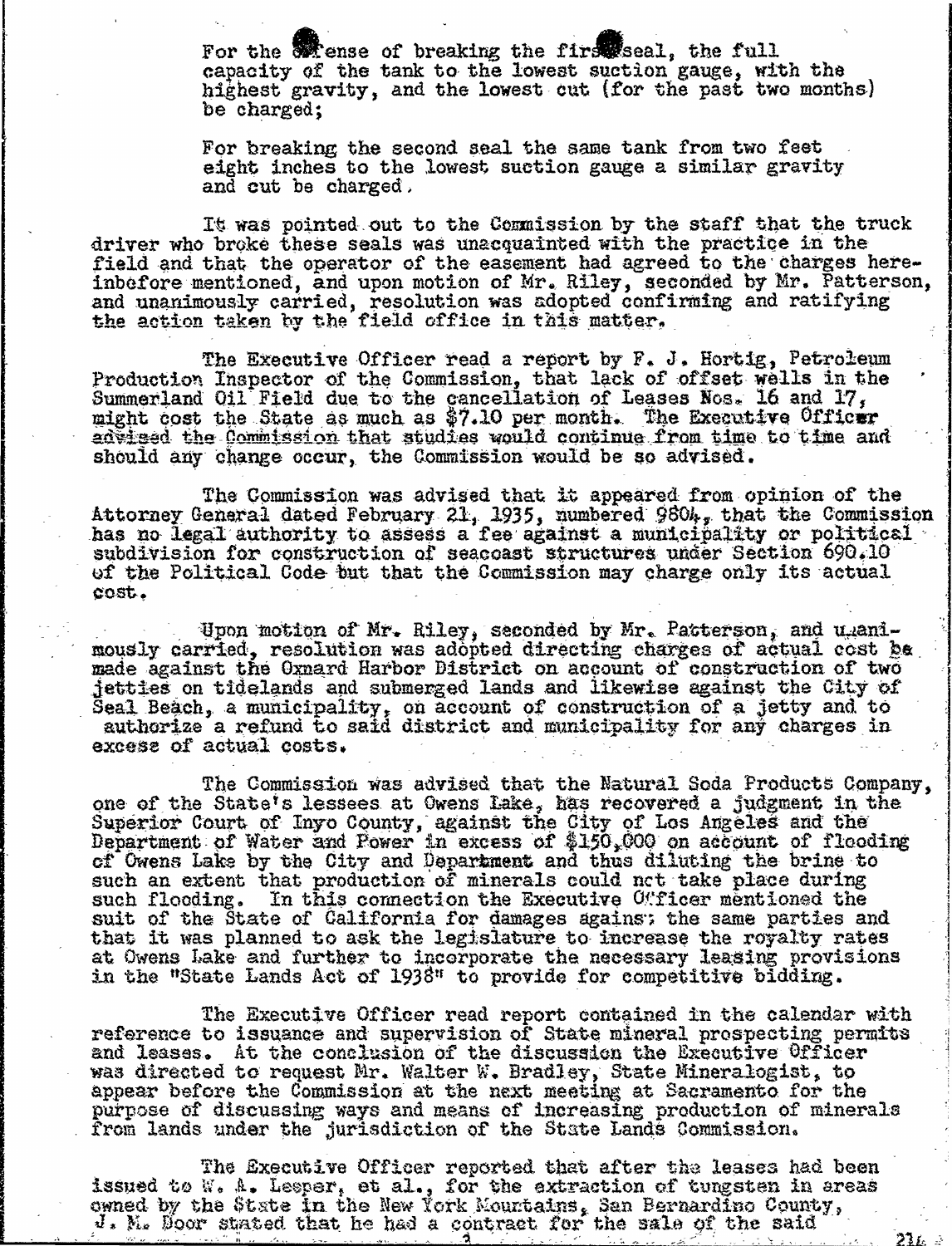For the offense of breaking the first seal, the full capacity of the tank to the lowest suction gauge, with the highest gravity, and the lowest cut (for the past two months) be charged;

For breaking the second seal the same tank from two feet eight inches to the lowest suction gauge a similar gravity and cut be charged.

It was pointed out to the Commission by the staff that the truck driver who broke these seals was unacquainted with the practice in the field and that the operator of the easement had agreed to the charges hereinbefore mentioned, and upon motion of Mr. Riley, seconded by Mr. Patterson, and unanimously carried, resolution was adopted confirming and ratifying the action taken by the field office in this matter.

The Executive Officer read a report by F. J. Hortig, Petroleum Production Inspector of the Commission, that lack of offset wells in the Summerland Oil Field due to the cancellation of Leases Nos. 16 and 17, might cost the State as much as $7.10 per month. The Executive Officer advised the Commission that studies would continue from time to time and should any change occur, the Commission would be so advised.

The Commission was advised that it appeared from opinion of the Attorney General dated February 21, 1935, numbered 9804, that the Commission has no legal authority to assess a fee against a municipality or political subdivision for construction of seacoast structures under Section 690.10 of the Political Code but that the Commission may charge only its actual cost.

Upon motion of Mr. Riley, seconded by Mr. Patterson, and unanimously carried, resolution was adopted directing charges of actual cost be made against the Oxnard Harbor District on account of construction of two jetties on tidelands and submerged lands and likewise against the City of Seal Beach, a municipality, on account of construction of a jetty and to authorize a refund to said district and municipality for any charges in excess of actual costs.

The Commission was advised that the Natural Soda Products Company, one of the State's lessees at Owens Lake, has recovered a judgment in the Superior Court of Inyo County, against the City of Los Angeles and the Department of Water and Power in excess of $150,000 on account of flooding of Owens Lake by the City and Department and thus diluting the brine to such an extent that production of minerals could not take place during such flooding. In this connection the Executive Officer mentioned the suit of the State of California for damages against the same parties and that it was planned to ask the legislature to increase the royalty rates at Owens Lake and further to incorporate the necessary leasing provisions in the "State Lands Act of 1938" to provide for competitive bidding.

The Executive Officer read report contained in the calendar with reference to issuance and supervision of State mineral prospecting permits and leases. At the conclusion of the discussion the Executive Officer was directed to request Mr. Walter W. Bradley, State Mineralogist, to appear before the Commission at the next meeting at Sacramento for the purpose of discussing ways and means of increasing production of minerals from lands under the jurisdiction of the State Lands Commission.

The Executive Officer reported that after the leases had been issued to W. A. Leeper, et al., for the extraction of tungsten in areas owned by the State in the New York Mountains, San Bernardino County, J. M. Door stated that he had a contract for the sale of the said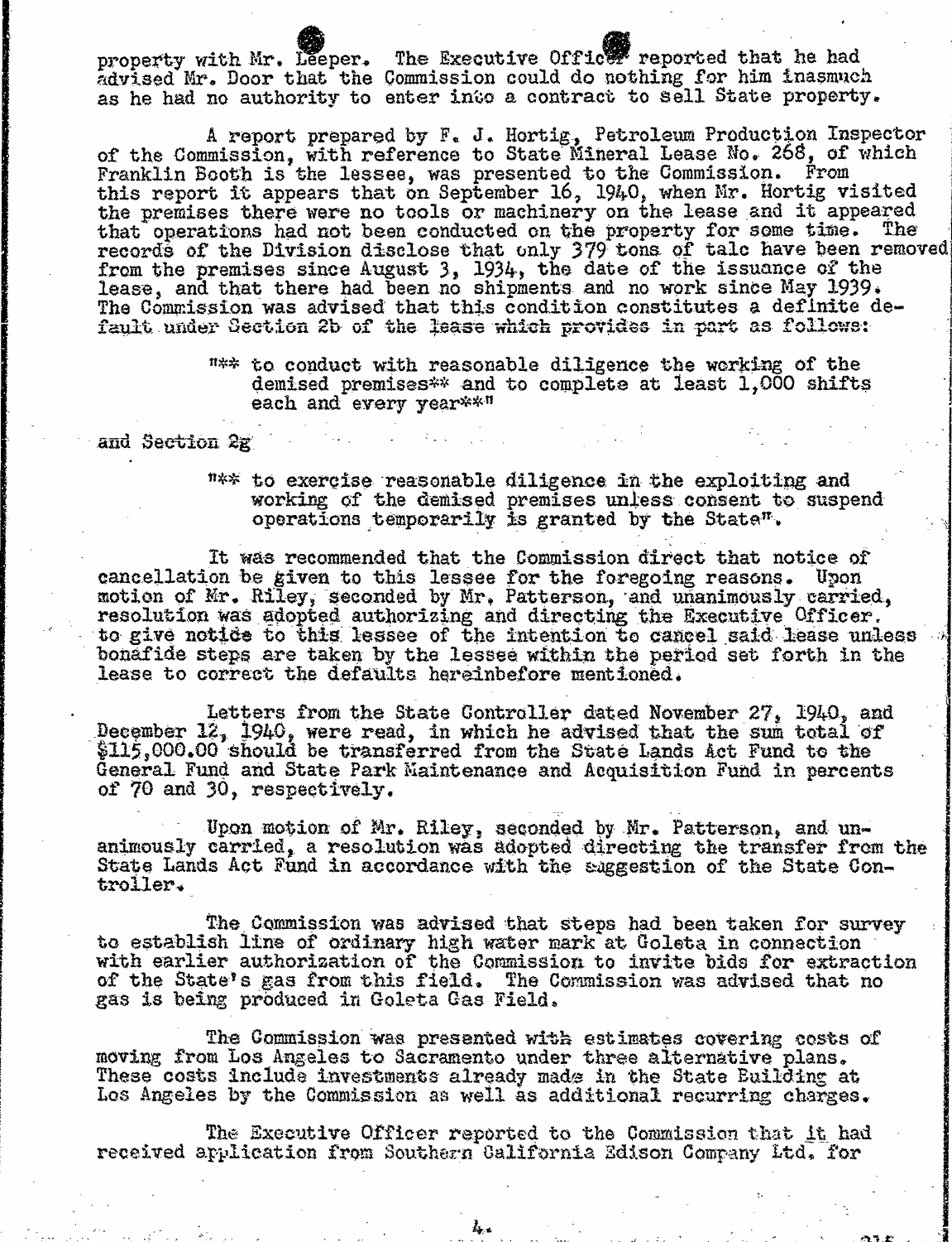property with Mr. Leeper. The Executive Officer reported that he had advised Mr. Door that the Commission could do nothing for him inasmuch as he had no authority to enter into a contract to sell State property.

A report prepared by F. J. Hortig, Petroleum Production Inspector of the Commission, with reference to State Mineral Lease No. 268, of which Franklin Booth is the lessee, was presented to the Commission. From this report it appears that on September 16, 1940, when Mr. Hortig visited the premises there were no tools or machinery on the lease and it appeared that operations had not been conducted on the property for some time. The records of the Division disclose that only 379 tons of talc have been removed from the premises since August 3, 1934, the date of the issuance of the lease, and that there had been no shipments and no work since May 1939. The Commission was advised that this condition constitutes a definite default under Section 2b of the lease which provides in part as follows:

> "** to conduct with reasonable diligence the working of the demised premises** and to complete at least 1,000 shifts each and every year**"

and Section 2g

> "** to exercise reasonable diligence in the exploiting and working of the demised premises unless consent to suspend operations temporarily is granted by the State".

It was recommended that the Commission direct that notice of cancellation be given to this lessee for the foregoing reasons. Upon motion of Mr. Riley, seconded by Mr. Patterson, and unanimously carried, resolution was adopted authorizing and directing the Executive Officer to give notice to this lessee of the intention to cancel said lease unless bonafide steps are taken by the lessee within the period set forth in the lease to correct the defaults hereinbefore mentioned.

Letters from the State Controller dated November 27, 1940, and December 12, 1940, were read, in which he advised that the sum total of $115,000.00 should be transferred from the State Lands Act Fund to the General Fund and State Park Maintenance and Acquisition Fund in percents of 70 and 30, respectively.

Upon motion of Mr. Riley, seconded by Mr. Patterson, and unanimously carried, a resolution was adopted directing the transfer from the State Lands Act Fund in accordance with the suggestion of the State Controller.

The Commission was advised that steps had been taken for survey to establish line of ordinary high water mark at Goleta in connection with earlier authorization of the Commission to invite bids for extraction of the State's gas from this field. The Commission was advised that no gas is being produced in Goleta Gas Field.

The Commission was presented with estimates covering costs of moving from Los Angeles to Sacramento under three alternative plans. These costs include investments already made in the State Building at Los Angeles by the Commission as well as additional recurring charges.

The Executive Officer reported to the Commission that it had received application from Southern California Edison Company Ltd. for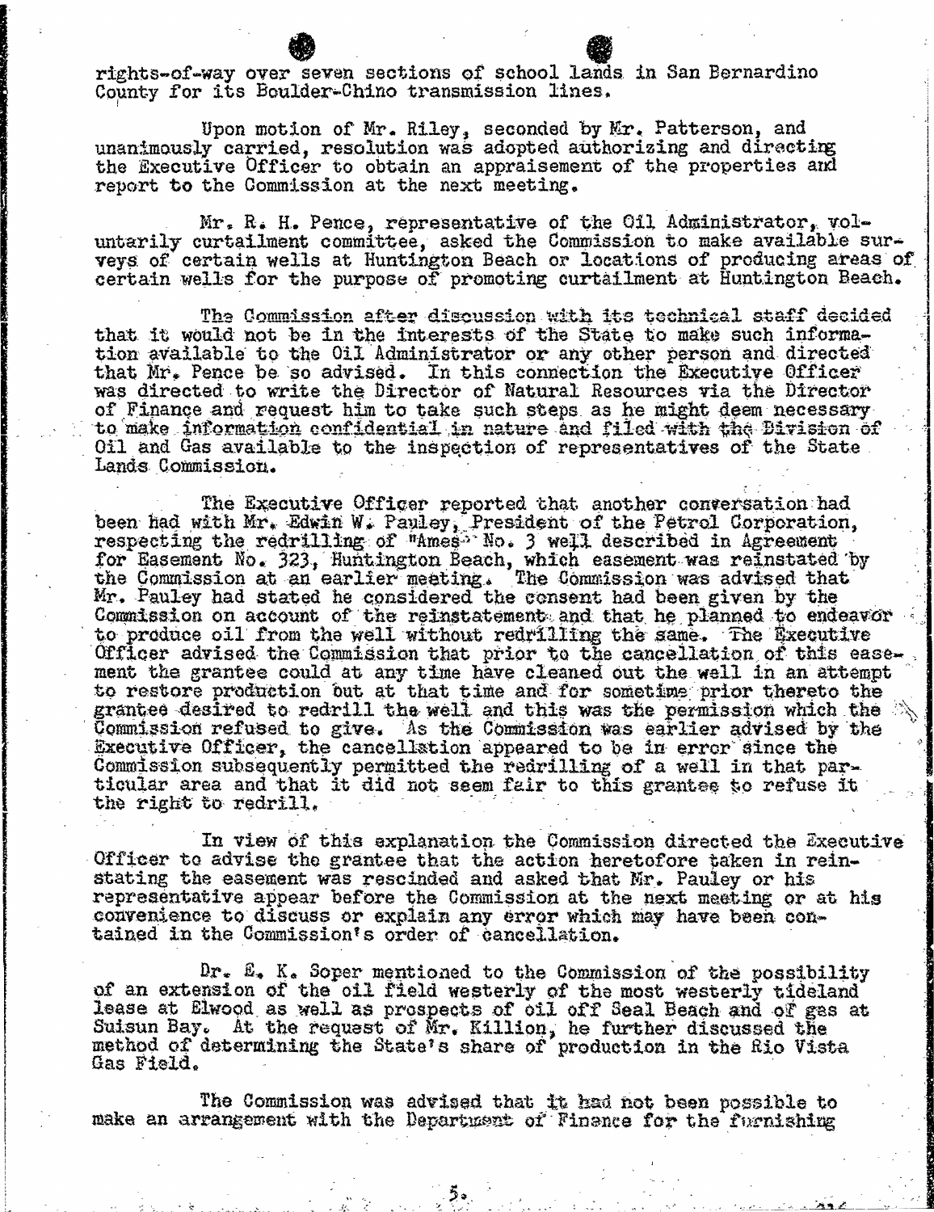rights-of-way over seven sections of school lands in San Bernardino County for its Boulder-Chino transmission lines.

Upon motion of Mr. Riley, seconded by Mr. Patterson, and unanimously carried, resolution was adopted authorizing and directing the Executive Officer to obtain an appraisement of the properties and report to the Commission at the next meeting.

Mr. R. H. Pence, representative of the Oil Administrator, voluntarily curtailment committee, asked the Commission to make available surveys of certain wells at Huntington Beach or locations of producing areas of certain wells for the purpose of promoting curtailment at Huntington Beach.

The Commission after discussion with its technical staff decided that it would not be in the interests of the State to make such information available to the Oil Administrator or any other person and directed that Mr. Pence be so advised. In this connection the Executive Officer was directed to write the Director of Natural Resources via the Director of Finance and request him to take such steps as he might deem necessary to make information confidential in nature and filed with the Division of Oil and Gas available to the inspection of representatives of the State Lands Commission.

The Executive Officer reported that another conversation had been had with Mr. Edwin W. Pauley, President of the Petrol Corporation, respecting the redrilling of "Ames" No. 3 well described in Agreement for Easement No. 323, Huntington Beach, which easement was reinstated by the Commission at an earlier meeting. The Commission was advised that Mr. Pauley had stated he considered the consent had been given by the Commission on account of the reinstatement and that he planned to endeavor to produce oil from the well without redrilling the same. The Executive Officer advised the Commission that prior to the cancellation of this easement the grantee could at any time have cleaned out the well in an attempt to restore production but at that time and for sometime prior thereto the grantee desired to redrill the well and this was the permission which the Commission refused to give. As the Commission was earlier advised by the Executive Officer, the cancellation appeared to be in error since the Commission subsequently permitted the redrilling of a well in that particular area and that it did not seem fair to this grantee to refuse it the right to redrill.

In view of this explanation the Commission directed the Executive Officer to advise the grantee that the action heretofore taken in reinstating the easement was rescinded and asked that Mr. Pauley or his representative appear before the Commission at the next meeting or at his convenience to discuss or explain any error which may have been contained in the Commission's order of cancellation.

Dr. E. K. Soper mentioned to the Commission of the possibility of an extension of the oil field westerly of the most westerly tideland lease at Elwood as well as prospects of oil off Seal Beach and of gas at Suisun Bay. At the request of Mr. Killion, he further discussed the method of determining the State's share of production in the Rio Vista Gas Field.

The Commission was advised that it had not been possible to make an arrangement with the Department of Finance for the furnishing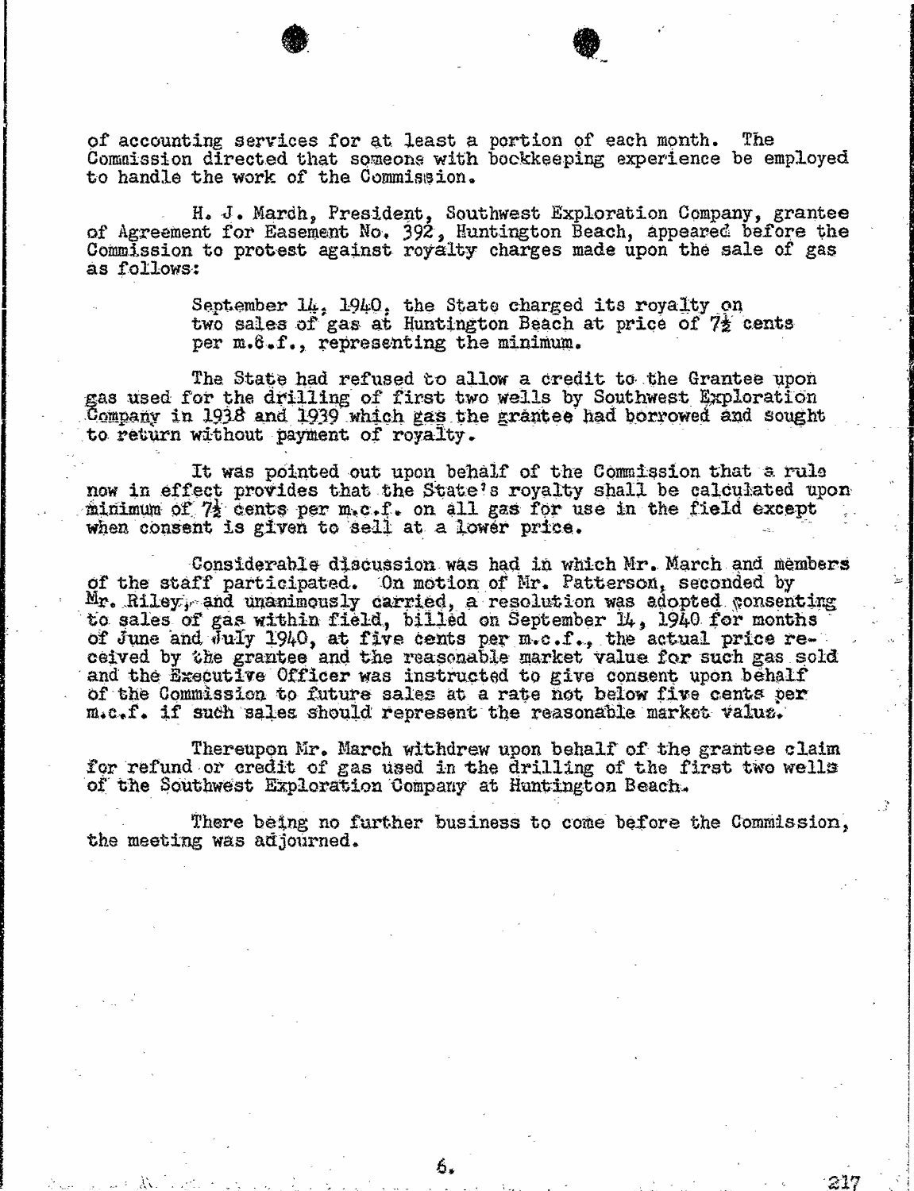of accounting services for at least a portion of each month. The Commission directed that someone with bookkeeping experience be employed to handle the work of the Commission.

H. J. Mardh, President, Southwest Exploration Company, grantee of Agreement for Easement No. 392, Huntington Beach, appeared before the Commission to protest against royalty charges made upon the sale of gas as follows:

> September 14, 1940, the State charged its royalty on two sales of gas at Huntington Beach at price of 7½ cents per m.c.f., representing the minimum.

The State had refused to allow a credit to the Grantee upon gas used for the drilling of first two wells by Southwest Exploration Company in 1938 and 1939 which gas the grantee had borrowed and sought to return without payment of royalty.

It was pointed out upon behalf of the Commission that a rule now in effect provides that the State's royalty shall be calculated upon minimum of 7½ cents per m.c.f. on all gas for use in the field except when consent is given to sell at a lower price.

Considerable discussion was had in which Mr. March and members of the staff participated. On motion of Mr. Patterson, seconded by Mr. Riley, and unanimously carried, a resolution was adopted consenting to sales of gas within field, billed on September 14, 1940 for months of June and July 1940, at five cents per m.c.f., the actual price received by the grantee and the reasonable market value for such gas sold and the Executive Officer was instructed to give consent upon behalf of the Commission to future sales at a rate not below five cents per m.c.f. if such sales should represent the reasonable market value.

Thereupon Mr. March withdrew upon behalf of the grantee claim for refund or credit of gas used in the drilling of the first two wells of the Southwest Exploration Company at Huntington Beach.

There being no further business to come before the Commission, the meeting was adjourned.